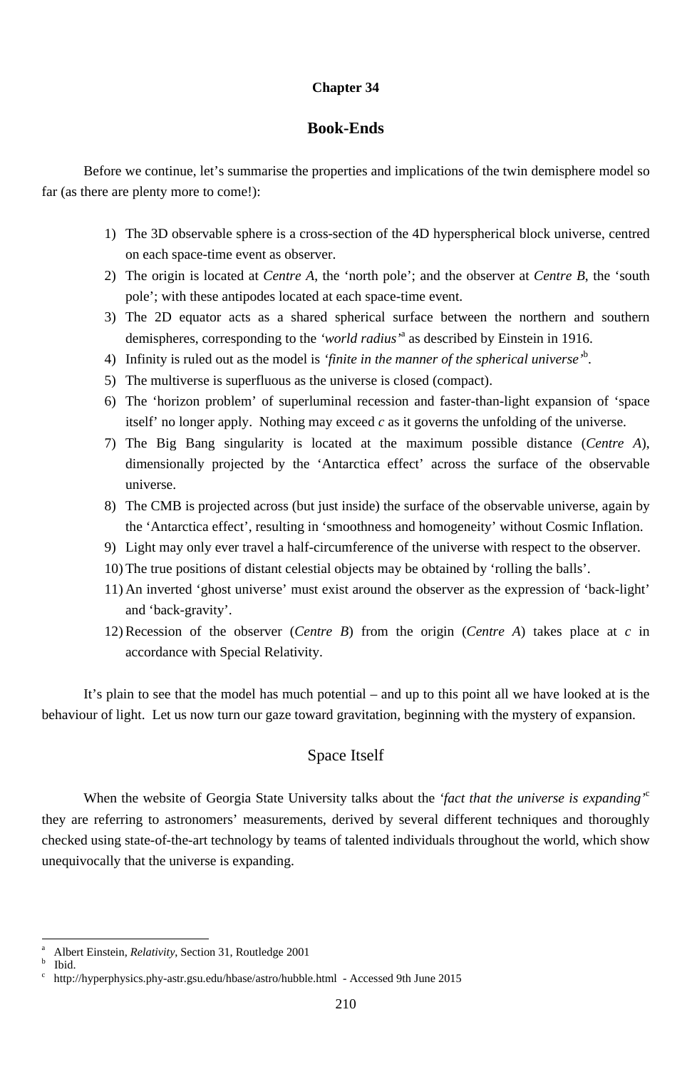**Chapter 34**

# Book-Ends

Before we continue, let's summarise the properties and implications of the twin demisphere model so far (as there are plenty more to come!):

1) The 3D observable sphere is a cross-section of the 4D hyperspherical block universe, centred on each space-time event as observer.
2) The origin is located at *Centre A*, the 'north pole'; and the observer at *Centre B*, the 'south pole'; with these antipodes located at each space-time event.
3) The 2D equator acts as a shared spherical surface between the northern and southern demispheres, corresponding to the *'world radius'*[a] as described by Einstein in 1916.
4) Infinity is ruled out as the model is *'finite in the manner of the spherical universe'*[b].
5) The multiverse is superfluous as the universe is closed (compact).
6) The 'horizon problem' of superluminal recession and faster-than-light expansion of 'space itself' no longer apply. Nothing may exceed *c* as it governs the unfolding of the universe.
7) The Big Bang singularity is located at the maximum possible distance (*Centre A*), dimensionally projected by the 'Antarctica effect' across the surface of the observable universe.
8) The CMB is projected across (but just inside) the surface of the observable universe, again by the 'Antarctica effect', resulting in 'smoothness and homogeneity' without Cosmic Inflation.
9) Light may only ever travel a half-circumference of the universe with respect to the observer.
10) The true positions of distant celestial objects may be obtained by 'rolling the balls'.
11) An inverted 'ghost universe' must exist around the observer as the expression of 'back-light' and 'back-gravity'.
12) Recession of the observer (*Centre B*) from the origin (*Centre A*) takes place at *c* in accordance with Special Relativity.

It's plain to see that the model has much potential – and up to this point all we have looked at is the behaviour of light. Let us now turn our gaze toward gravitation, beginning with the mystery of expansion.

## Space Itself

When the website of Georgia State University talks about the *'fact that the universe is expanding'*[c] they are referring to astronomers' measurements, derived by several different techniques and thoroughly checked using state-of-the-art technology by teams of talented individuals throughout the world, which show unequivocally that the universe is expanding.

---

[a] Albert Einstein, *Relativity*, Section 31, Routledge 2001

[b] Ibid.

[c] http://hyperphysics.phy-astr.gsu.edu/hbase/astro/hubble.html - Accessed 9th June 2015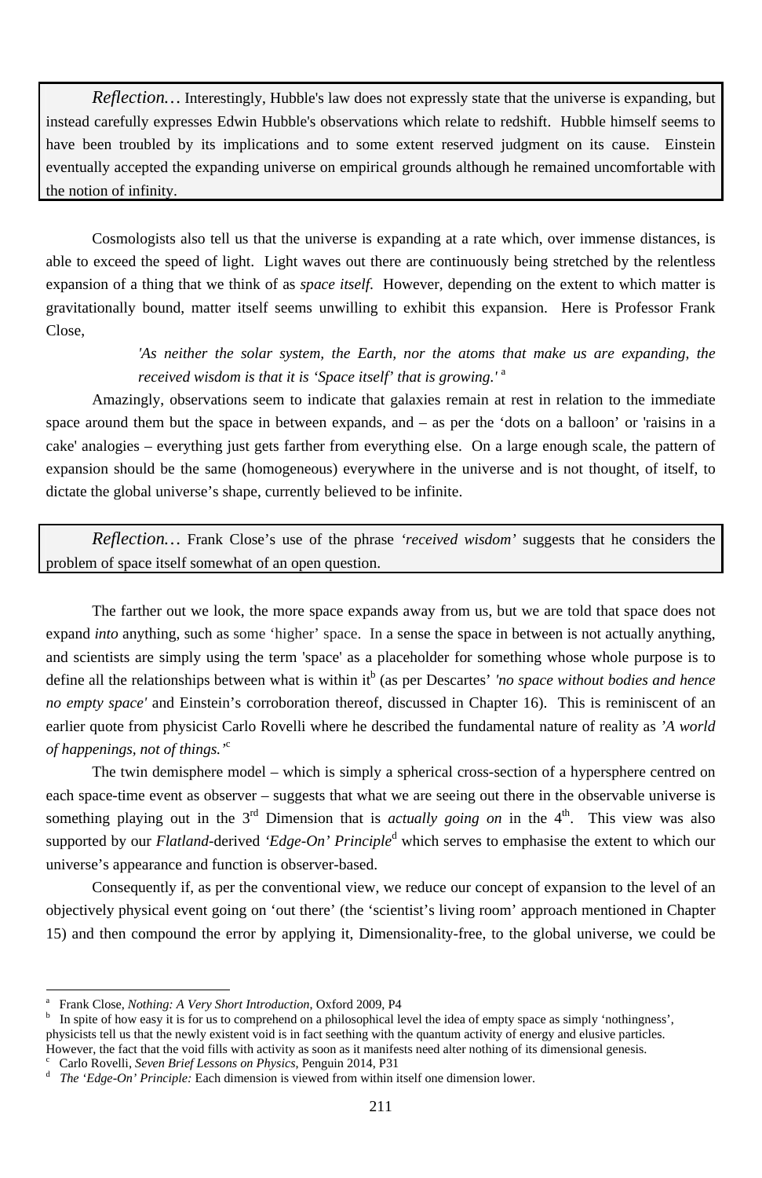> *Reflection…* Interestingly, Hubble's law does not expressly state that the universe is expanding, but instead carefully expresses Edwin Hubble's observations which relate to redshift. Hubble himself seems to have been troubled by its implications and to some extent reserved judgment on its cause. Einstein eventually accepted the expanding universe on empirical grounds although he remained uncomfortable with the notion of infinity.

Cosmologists also tell us that the universe is expanding at a rate which, over immense distances, is able to exceed the speed of light. Light waves out there are continuously being stretched by the relentless expansion of a thing that we think of as *space itself*. However, depending on the extent to which matter is gravitationally bound, matter itself seems unwilling to exhibit this expansion. Here is Professor Frank Close,

> *'As neither the solar system, the Earth, nor the atoms that make us are expanding, the received wisdom is that it is 'Space itself' that is growing.'* [a]

Amazingly, observations seem to indicate that galaxies remain at rest in relation to the immediate space around them but the space in between expands, and – as per the 'dots on a balloon' or 'raisins in a cake' analogies – everything just gets farther from everything else. On a large enough scale, the pattern of expansion should be the same (homogeneous) everywhere in the universe and is not thought, of itself, to dictate the global universe's shape, currently believed to be infinite.

> *Reflection…* Frank Close's use of the phrase *'received wisdom'* suggests that he considers the problem of space itself somewhat of an open question.

The farther out we look, the more space expands away from us, but we are told that space does not expand *into* anything, such as some 'higher' space. In a sense the space in between is not actually anything, and scientists are simply using the term 'space' as a placeholder for something whose whole purpose is to define all the relationships between what is within it[b] (as per Descartes' *'no space without bodies and hence no empty space'* and Einstein's corroboration thereof, discussed in Chapter 16). This is reminiscent of an earlier quote from physicist Carlo Rovelli where he described the fundamental nature of reality as *'A world of happenings, not of things.'*[c]

The twin demisphere model – which is simply a spherical cross-section of a hypersphere centred on each space-time event as observer – suggests that what we are seeing out there in the observable universe is something playing out in the 3rd Dimension that is *actually going on* in the 4th. This view was also supported by our *Flatland*-derived *'Edge-On' Principle*[d] which serves to emphasise the extent to which our universe's appearance and function is observer-based.

Consequently if, as per the conventional view, we reduce our concept of expansion to the level of an objectively physical event going on 'out there' (the 'scientist's living room' approach mentioned in Chapter 15) and then compound the error by applying it, Dimensionality-free, to the global universe, we could be

---

[a] Frank Close, *Nothing: A Very Short Introduction*, Oxford 2009, P4

[b] In spite of how easy it is for us to comprehend on a philosophical level the idea of empty space as simply 'nothingness', physicists tell us that the newly existent void is in fact seething with the quantum activity of energy and elusive particles. However, the fact that the void fills with activity as soon as it manifests need alter nothing of its dimensional genesis.

[c] Carlo Rovelli, *Seven Brief Lessons on Physics*, Penguin 2014, P31

[d] *The 'Edge-On' Principle:* Each dimension is viewed from within itself one dimension lower.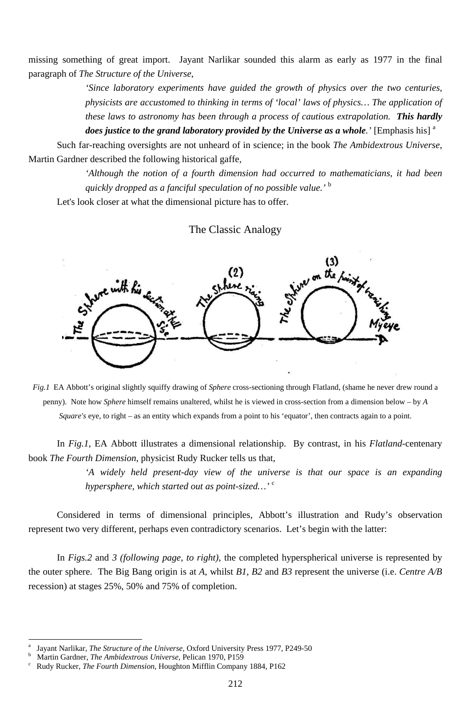missing something of great import. Jayant Narlikar sounded this alarm as early as 1977 in the final paragraph of *The Structure of the Universe*,

> *'Since laboratory experiments have guided the growth of physics over the two centuries, physicists are accustomed to thinking in terms of 'local' laws of physics… The application of these laws to astronomy has been through a process of cautious extrapolation.* ***This hardly does justice to the grand laboratory provided by the Universe as a whole****.'* [Emphasis his] [a]

Such far-reaching oversights are not unheard of in science; in the book *The Ambidextrous Universe*, Martin Gardner described the following historical gaffe,

> *'Although the notion of a fourth dimension had occurred to mathematicians, it had been quickly dropped as a fanciful speculation of no possible value.'* [b]

Let's look closer at what the dimensional picture has to offer.

## The Classic Analogy

*Fig.1* EA Abbott's original slightly squiffy drawing of *Sphere* cross-sectioning through Flatland, (shame he never drew round a penny). Note how *Sphere* himself remains unaltered, whilst he is viewed in cross-section from a dimension below – by *A Square's* eye, to right – as an entity which expands from a point to his 'equator', then contracts again to a point.

In *Fig.1*, EA Abbott illustrates a dimensional relationship. By contrast, in his *Flatland*-centenary book *The Fourth Dimension*, physicist Rudy Rucker tells us that,

> *'A widely held present-day view of the universe is that our space is an expanding hypersphere, which started out as point-sized…'* [c]

Considered in terms of dimensional principles, Abbott's illustration and Rudy's observation represent two very different, perhaps even contradictory scenarios. Let's begin with the latter:

In *Figs.2* and *3 (following page, to right)*, the completed hyperspherical universe is represented by the outer sphere. The Big Bang origin is at *A*, whilst *B1*, *B2* and *B3* represent the universe (i.e. *Centre A/B* recession) at stages 25%, 50% and 75% of completion.

---

[a] Jayant Narlikar, *The Structure of the Universe*, Oxford University Press 1977, P249-50

[b] Martin Gardner, *The Ambidextrous Universe*, Pelican 1970, P159

[c] Rudy Rucker, *The Fourth Dimension*, Houghton Mifflin Company 1884, P162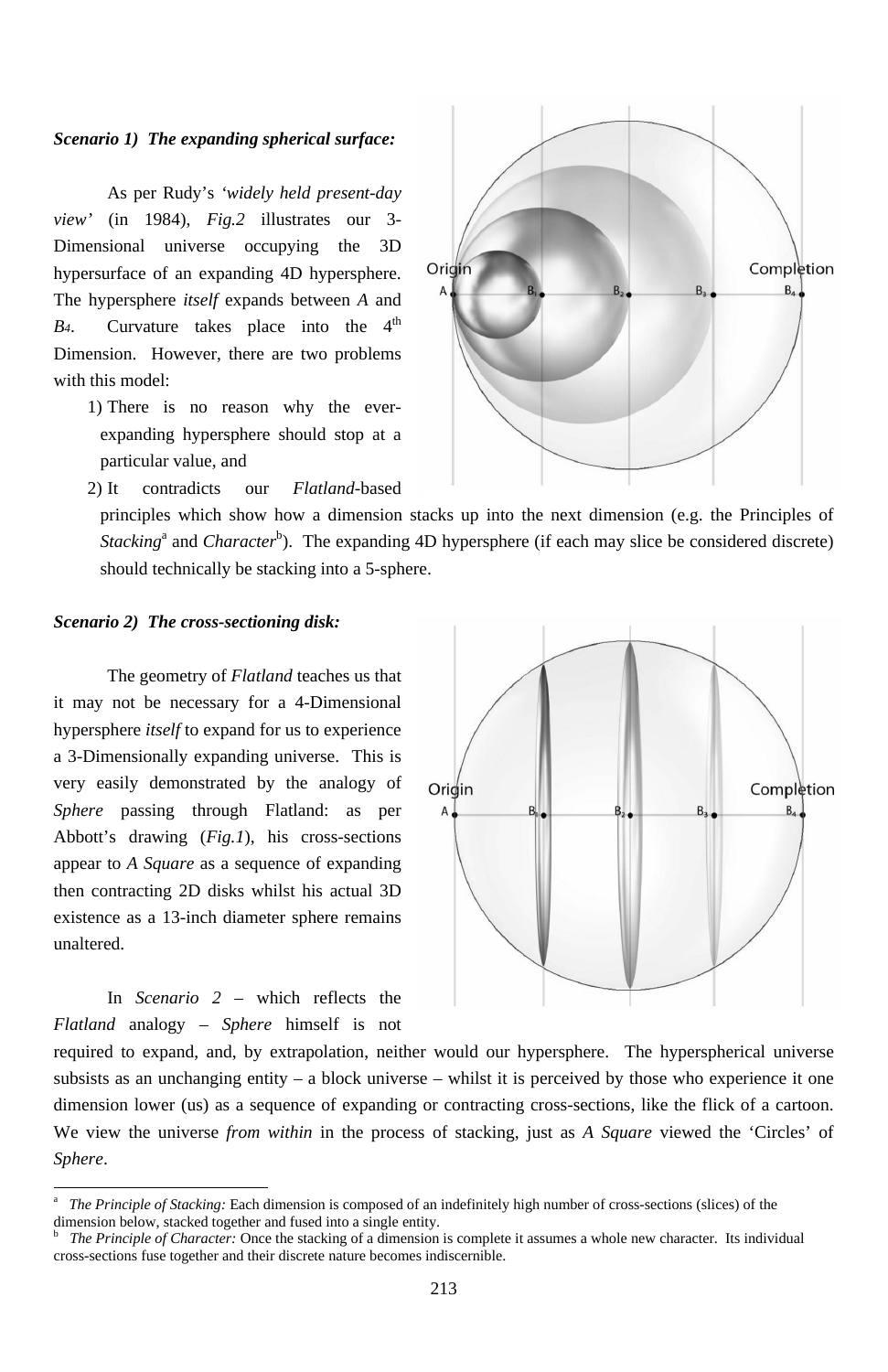***Scenario 1) The expanding spherical surface:***

As per Rudy's *'widely held present-day view'* (in 1984), *Fig.2* illustrates our 3-Dimensional universe occupying the 3D hypersurface of an expanding 4D hypersphere. The hypersphere *itself* expands between *A* and *B4*. Curvature takes place into the 4th Dimension. However, there are two problems with this model:

1) There is no reason why the ever-expanding hypersphere should stop at a particular value, and
2) It contradicts our *Flatland*-based principles which show how a dimension stacks up into the next dimension (e.g. the Principles of *Stacking*[a] and *Character*[b]). The expanding 4D hypersphere (if each may slice be considered discrete) should technically be stacking into a 5-sphere.

***Scenario 2) The cross-sectioning disk:***

The geometry of *Flatland* teaches us that it may not be necessary for a 4-Dimensional hypersphere *itself* to expand for us to experience a 3-Dimensionally expanding universe. This is very easily demonstrated by the analogy of *Sphere* passing through Flatland: as per Abbott's drawing (*Fig.1*), his cross-sections appear to *A Square* as a sequence of expanding then contracting 2D disks whilst his actual 3D existence as a 13-inch diameter sphere remains unaltered.

In *Scenario 2* – which reflects the *Flatland* analogy – *Sphere* himself is not required to expand, and, by extrapolation, neither would our hypersphere. The hyperspherical universe subsists as an unchanging entity – a block universe – whilst it is perceived by those who experience it one dimension lower (us) as a sequence of expanding or contracting cross-sections, like the flick of a cartoon. We view the universe *from within* in the process of stacking, just as *A Square* viewed the 'Circles' of *Sphere*.

---

[a] *The Principle of Stacking:* Each dimension is composed of an indefinitely high number of cross-sections (slices) of the dimension below, stacked together and fused into a single entity.

[b] *The Principle of Character:* Once the stacking of a dimension is complete it assumes a whole new character. Its individual cross-sections fuse together and their discrete nature becomes indiscernible.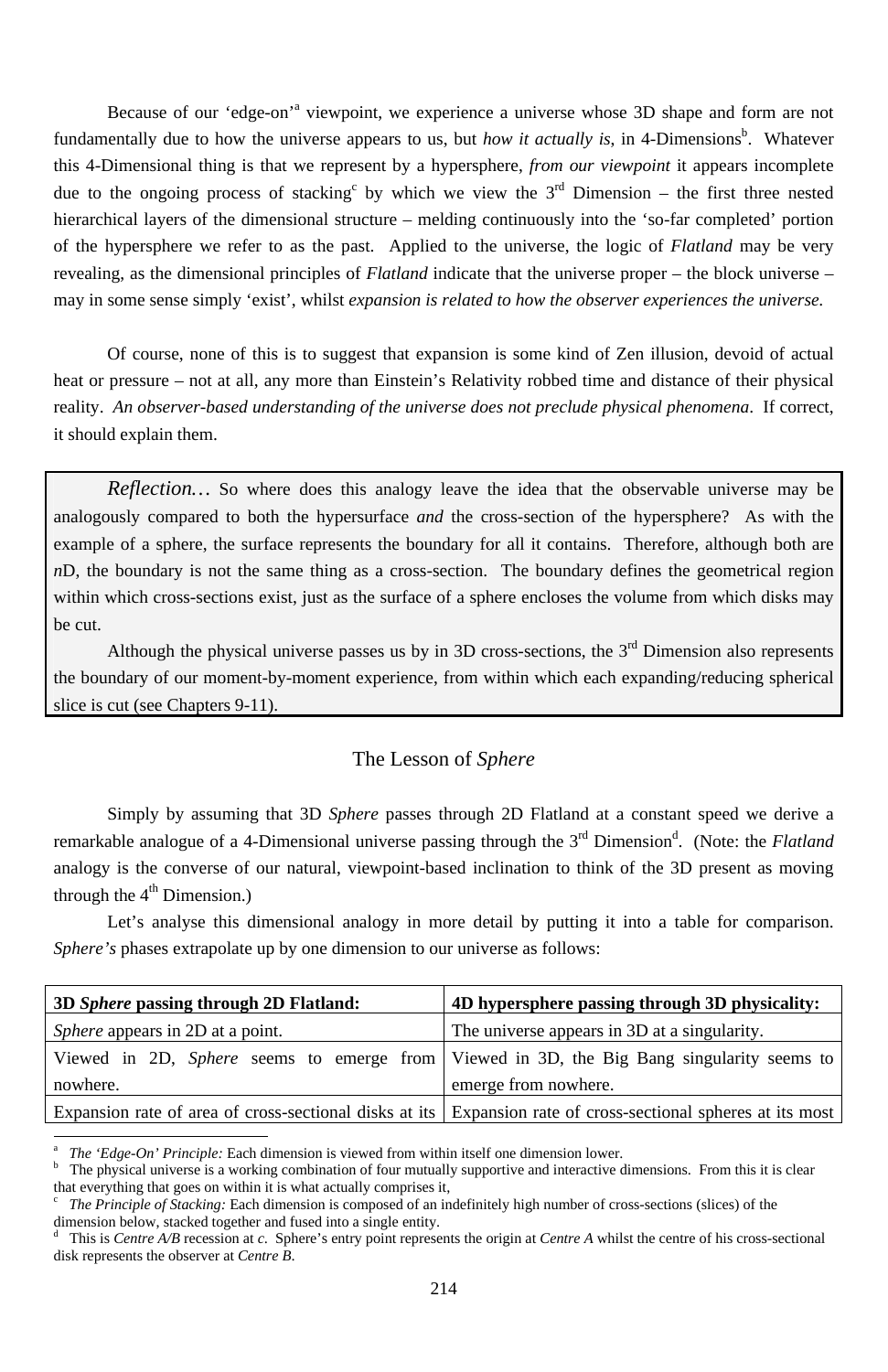Because of our 'edge-on'[a] viewpoint, we experience a universe whose 3D shape and form are not fundamentally due to how the universe appears to us, but *how it actually is*, in 4-Dimensions[b]. Whatever this 4-Dimensional thing is that we represent by a hypersphere, *from our viewpoint* it appears incomplete due to the ongoing process of stacking[c] by which we view the 3rd Dimension – the first three nested hierarchical layers of the dimensional structure – melding continuously into the 'so-far completed' portion of the hypersphere we refer to as the past. Applied to the universe, the logic of *Flatland* may be very revealing, as the dimensional principles of *Flatland* indicate that the universe proper – the block universe – may in some sense simply 'exist', whilst *expansion is related to how the observer experiences the universe.*

Of course, none of this is to suggest that expansion is some kind of Zen illusion, devoid of actual heat or pressure – not at all, any more than Einstein's Relativity robbed time and distance of their physical reality. *An observer-based understanding of the universe does not preclude physical phenomena*. If correct, it should explain them.

> *Reflection…* So where does this analogy leave the idea that the observable universe may be analogously compared to both the hypersurface *and* the cross-section of the hypersphere? As with the example of a sphere, the surface represents the boundary for all it contains. Therefore, although both are *n*D, the boundary is not the same thing as a cross-section. The boundary defines the geometrical region within which cross-sections exist, just as the surface of a sphere encloses the volume from which disks may be cut.
>
> Although the physical universe passes us by in 3D cross-sections, the 3rd Dimension also represents the boundary of our moment-by-moment experience, from within which each expanding/reducing spherical slice is cut (see Chapters 9-11).

## The Lesson of *Sphere*

Simply by assuming that 3D *Sphere* passes through 2D Flatland at a constant speed we derive a remarkable analogue of a 4-Dimensional universe passing through the 3rd Dimension[d]. (Note: the *Flatland* analogy is the converse of our natural, viewpoint-based inclination to think of the 3D present as moving through the 4th Dimension.)

Let's analyse this dimensional analogy in more detail by putting it into a table for comparison. *Sphere's* phases extrapolate up by one dimension to our universe as follows:

| **3D *Sphere* passing through 2D Flatland:** | **4D hypersphere passing through 3D physicality:** |
|---|---|
| *Sphere* appears in 2D at a point. | The universe appears in 3D at a singularity. |
| Viewed in 2D, *Sphere* seems to emerge from nowhere. | Viewed in 3D, the Big Bang singularity seems to emerge from nowhere. |
| Expansion rate of area of cross-sectional disks at its | Expansion rate of cross-sectional spheres at its most |

---

[a] *The 'Edge-On' Principle:* Each dimension is viewed from within itself one dimension lower.

[b] The physical universe is a working combination of four mutually supportive and interactive dimensions. From this it is clear that everything that goes on within it is what actually comprises it,

[c] *The Principle of Stacking:* Each dimension is composed of an indefinitely high number of cross-sections (slices) of the dimension below, stacked together and fused into a single entity.

[d] This is *Centre A/B* recession at *c*. Sphere's entry point represents the origin at *Centre A* whilst the centre of his cross-sectional disk represents the observer at *Centre B*.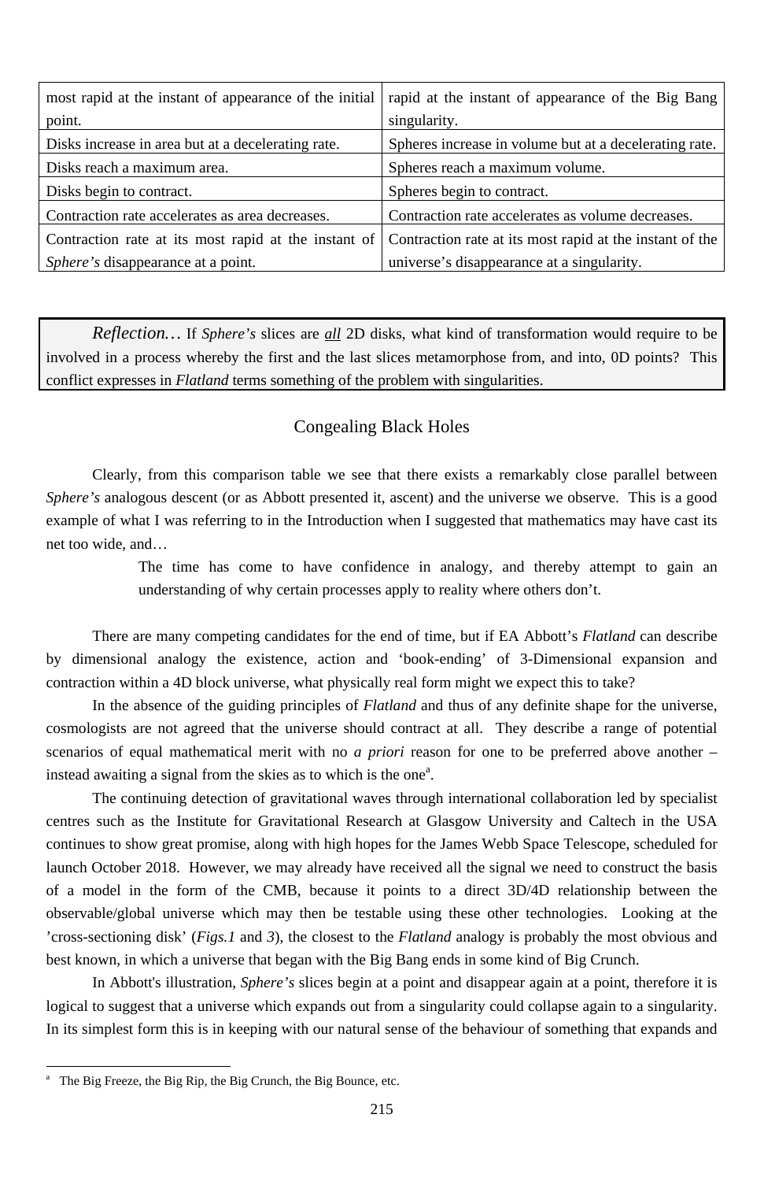| most rapid at the instant of appearance of the initial point. | rapid at the instant of appearance of the Big Bang singularity. |
|---|---|
| Disks increase in area but at a decelerating rate. | Spheres increase in volume but at a decelerating rate. |
| Disks reach a maximum area. | Spheres reach a maximum volume. |
| Disks begin to contract. | Spheres begin to contract. |
| Contraction rate accelerates as area decreases. | Contraction rate accelerates as volume decreases. |
| Contraction rate at its most rapid at the instant of *Sphere's* disappearance at a point. | Contraction rate at its most rapid at the instant of the universe's disappearance at a singularity. |

> *Reflection…* If *Sphere's* slices are ***all*** 2D disks, what kind of transformation would require to be involved in a process whereby the first and the last slices metamorphose from, and into, 0D points? This conflict expresses in *Flatland* terms something of the problem with singularities.

## Congealing Black Holes

Clearly, from this comparison table we see that there exists a remarkably close parallel between *Sphere's* analogous descent (or as Abbott presented it, ascent) and the universe we observe. This is a good example of what I was referring to in the Introduction when I suggested that mathematics may have cast its net too wide, and…

> The time has come to have confidence in analogy, and thereby attempt to gain an understanding of why certain processes apply to reality where others don't.

There are many competing candidates for the end of time, but if EA Abbott's *Flatland* can describe by dimensional analogy the existence, action and 'book-ending' of 3-Dimensional expansion and contraction within a 4D block universe, what physically real form might we expect this to take?

In the absence of the guiding principles of *Flatland* and thus of any definite shape for the universe, cosmologists are not agreed that the universe should contract at all. They describe a range of potential scenarios of equal mathematical merit with no *a priori* reason for one to be preferred above another – instead awaiting a signal from the skies as to which is the one[a].

The continuing detection of gravitational waves through international collaboration led by specialist centres such as the Institute for Gravitational Research at Glasgow University and Caltech in the USA continues to show great promise, along with high hopes for the James Webb Space Telescope, scheduled for launch October 2018. However, we may already have received all the signal we need to construct the basis of a model in the form of the CMB, because it points to a direct 3D/4D relationship between the observable/global universe which may then be testable using these other technologies. Looking at the 'cross-sectioning disk' (*Figs.1* and *3*), the closest to the *Flatland* analogy is probably the most obvious and best known, in which a universe that began with the Big Bang ends in some kind of Big Crunch.

In Abbott's illustration, *Sphere's* slices begin at a point and disappear again at a point, therefore it is logical to suggest that a universe which expands out from a singularity could collapse again to a singularity. In its simplest form this is in keeping with our natural sense of the behaviour of something that expands and

---

[a] The Big Freeze, the Big Rip, the Big Crunch, the Big Bounce, etc.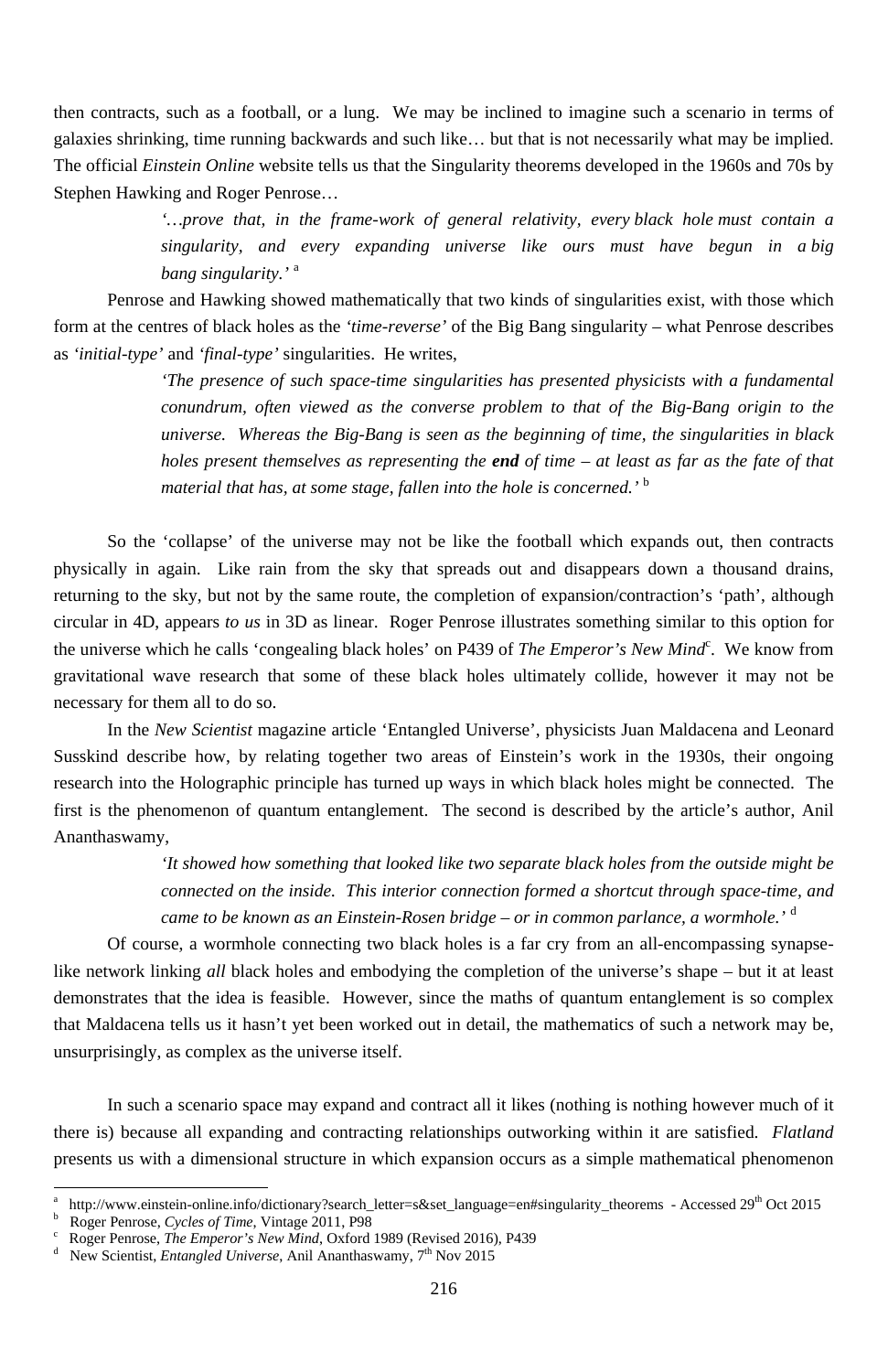then contracts, such as a football, or a lung. We may be inclined to imagine such a scenario in terms of galaxies shrinking, time running backwards and such like… but that is not necessarily what may be implied. The official *Einstein Online* website tells us that the Singularity theorems developed in the 1960s and 70s by Stephen Hawking and Roger Penrose…

> *'…prove that, in the frame-work of general relativity, every black hole must contain a singularity, and every expanding universe like ours must have begun in a big bang singularity.'* [a]

Penrose and Hawking showed mathematically that two kinds of singularities exist, with those which form at the centres of black holes as the *'time-reverse'* of the Big Bang singularity – what Penrose describes as *'initial-type'* and *'final-type'* singularities. He writes,

> *'The presence of such space-time singularities has presented physicists with a fundamental conundrum, often viewed as the converse problem to that of the Big-Bang origin to the universe. Whereas the Big-Bang is seen as the beginning of time, the singularities in black holes present themselves as representing the **end** of time – at least as far as the fate of that material that has, at some stage, fallen into the hole is concerned.'* [b]

So the 'collapse' of the universe may not be like the football which expands out, then contracts physically in again. Like rain from the sky that spreads out and disappears down a thousand drains, returning to the sky, but not by the same route, the completion of expansion/contraction's 'path', although circular in 4D, appears *to us* in 3D as linear. Roger Penrose illustrates something similar to this option for the universe which he calls 'congealing black holes' on P439 of *The Emperor's New Mind*[c]. We know from gravitational wave research that some of these black holes ultimately collide, however it may not be necessary for them all to do so.

In the *New Scientist* magazine article 'Entangled Universe', physicists Juan Maldacena and Leonard Susskind describe how, by relating together two areas of Einstein's work in the 1930s, their ongoing research into the Holographic principle has turned up ways in which black holes might be connected. The first is the phenomenon of quantum entanglement. The second is described by the article's author, Anil Ananthaswamy,

> *'It showed how something that looked like two separate black holes from the outside might be connected on the inside. This interior connection formed a shortcut through space-time, and came to be known as an Einstein-Rosen bridge – or in common parlance, a wormhole.'* [d]

Of course, a wormhole connecting two black holes is a far cry from an all-encompassing synapse-like network linking *all* black holes and embodying the completion of the universe's shape – but it at least demonstrates that the idea is feasible. However, since the maths of quantum entanglement is so complex that Maldacena tells us it hasn't yet been worked out in detail, the mathematics of such a network may be, unsurprisingly, as complex as the universe itself.

In such a scenario space may expand and contract all it likes (nothing is nothing however much of it there is) because all expanding and contracting relationships outworking within it are satisfied. *Flatland* presents us with a dimensional structure in which expansion occurs as a simple mathematical phenomenon

---

[a] http://www.einstein-online.info/dictionary?search_letter=s&set_language=en#singularity_theorems - Accessed 29th Oct 2015
[b] Roger Penrose, *Cycles of Time*, Vintage 2011, P98
[c] Roger Penrose, *The Emperor's New Mind*, Oxford 1989 (Revised 2016), P439
[d] New Scientist, *Entangled Universe*, Anil Ananthaswamy, 7th Nov 2015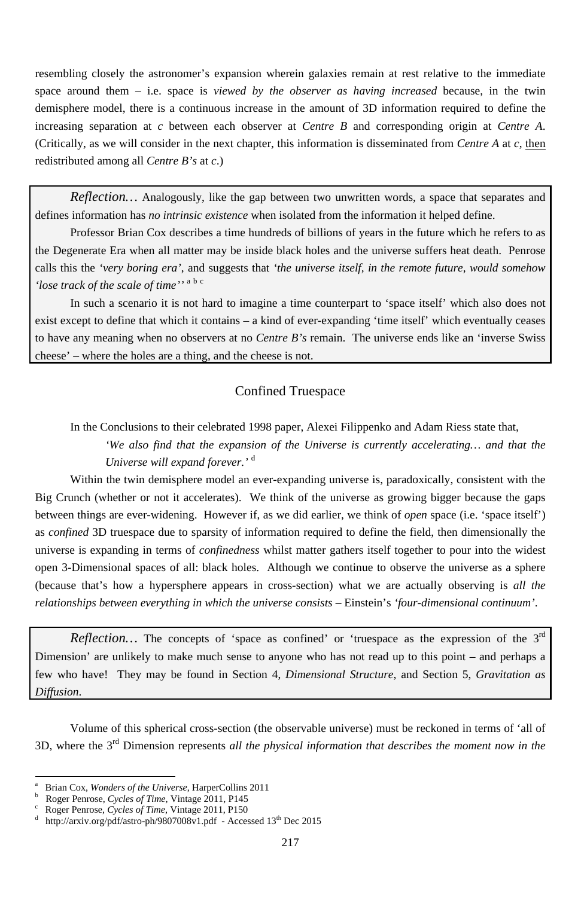resembling closely the astronomer's expansion wherein galaxies remain at rest relative to the immediate space around them – i.e. space is *viewed by the observer as having increased* because, in the twin demisphere model, there is a continuous increase in the amount of 3D information required to define the increasing separation at *c* between each observer at *Centre B* and corresponding origin at *Centre A*. (Critically, as we will consider in the next chapter, this information is disseminated from *Centre A* at *c*, then redistributed among all *Centre B's* at *c*.)

> *Reflection…* Analogously, like the gap between two unwritten words, a space that separates and defines information has *no intrinsic existence* when isolated from the information it helped define.
>
> Professor Brian Cox describes a time hundreds of billions of years in the future which he refers to as the Degenerate Era when all matter may be inside black holes and the universe suffers heat death. Penrose calls this the *'very boring era'*, and suggests that *'the universe itself, in the remote future, would somehow 'lose track of the scale of time''* [a b c]
>
> In such a scenario it is not hard to imagine a time counterpart to 'space itself' which also does not exist except to define that which it contains – a kind of ever-expanding 'time itself' which eventually ceases to have any meaning when no observers at no *Centre B's* remain. The universe ends like an 'inverse Swiss cheese' – where the holes are a thing, and the cheese is not.

## Confined Truespace

In the Conclusions to their celebrated 1998 paper, Alexei Filippenko and Adam Riess state that,

> *'We also find that the expansion of the Universe is currently accelerating… and that the Universe will expand forever.'* [d]

Within the twin demisphere model an ever-expanding universe is, paradoxically, consistent with the Big Crunch (whether or not it accelerates). We think of the universe as growing bigger because the gaps between things are ever-widening. However if, as we did earlier, we think of *open* space (i.e. 'space itself') as *confined* 3D truespace due to sparsity of information required to define the field, then dimensionally the universe is expanding in terms of *confinedness* whilst matter gathers itself together to pour into the widest open 3-Dimensional spaces of all: black holes. Although we continue to observe the universe as a sphere (because that's how a hypersphere appears in cross-section) what we are actually observing is *all the relationships between everything in which the universe consists* – Einstein's *'four-dimensional continuum'*.

> *Reflection…* The concepts of 'space as confined' or 'truespace as the expression of the 3rd Dimension' are unlikely to make much sense to anyone who has not read up to this point – and perhaps a few who have! They may be found in Section 4, *Dimensional Structure*, and Section 5, *Gravitation as Diffusion*.

Volume of this spherical cross-section (the observable universe) must be reckoned in terms of 'all of 3D, where the 3rd Dimension represents *all the physical information that describes the moment now in the*

---

a Brian Cox, *Wonders of the Universe*, HarperCollins 2011

b Roger Penrose, *Cycles of Time*, Vintage 2011, P145

c Roger Penrose, *Cycles of Time*, Vintage 2011, P150

d http://arxiv.org/pdf/astro-ph/9807008v1.pdf - Accessed 13th Dec 2015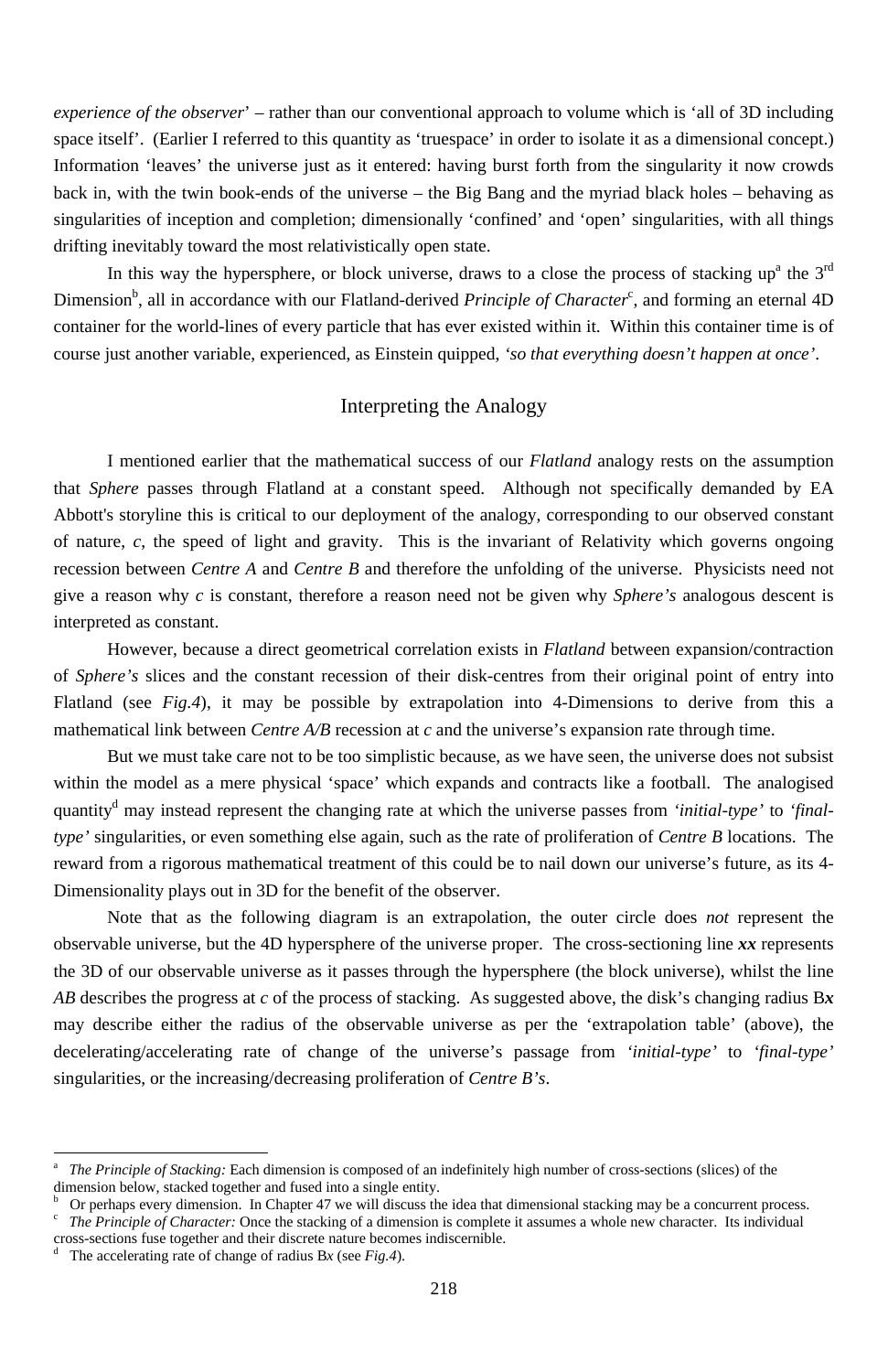*experience of the observer*' – rather than our conventional approach to volume which is 'all of 3D including space itself'. (Earlier I referred to this quantity as 'truespace' in order to isolate it as a dimensional concept.) Information 'leaves' the universe just as it entered: having burst forth from the singularity it now crowds back in, with the twin book-ends of the universe – the Big Bang and the myriad black holes – behaving as singularities of inception and completion; dimensionally 'confined' and 'open' singularities, with all things drifting inevitably toward the most relativistically open state.

In this way the hypersphere, or block universe, draws to a close the process of stacking up[a] the 3rd Dimension[b], all in accordance with our Flatland-derived *Principle of Character*[c], and forming an eternal 4D container for the world-lines of every particle that has ever existed within it. Within this container time is of course just another variable, experienced, as Einstein quipped, *'so that everything doesn't happen at once'*.

## Interpreting the Analogy

I mentioned earlier that the mathematical success of our *Flatland* analogy rests on the assumption that *Sphere* passes through Flatland at a constant speed. Although not specifically demanded by EA Abbott's storyline this is critical to our deployment of the analogy, corresponding to our observed constant of nature, *c*, the speed of light and gravity. This is the invariant of Relativity which governs ongoing recession between *Centre A* and *Centre B* and therefore the unfolding of the universe. Physicists need not give a reason why *c* is constant, therefore a reason need not be given why *Sphere's* analogous descent is interpreted as constant.

However, because a direct geometrical correlation exists in *Flatland* between expansion/contraction of *Sphere's* slices and the constant recession of their disk-centres from their original point of entry into Flatland (see *Fig.4*), it may be possible by extrapolation into 4-Dimensions to derive from this a mathematical link between *Centre A/B* recession at *c* and the universe's expansion rate through time.

But we must take care not to be too simplistic because, as we have seen, the universe does not subsist within the model as a mere physical 'space' which expands and contracts like a football. The analogised quantity[d] may instead represent the changing rate at which the universe passes from *'initial-type'* to *'final-type'* singularities, or even something else again, such as the rate of proliferation of *Centre B* locations. The reward from a rigorous mathematical treatment of this could be to nail down our universe's future, as its 4-Dimensionality plays out in 3D for the benefit of the observer.

Note that as the following diagram is an extrapolation, the outer circle does *not* represent the observable universe, but the 4D hypersphere of the universe proper. The cross-sectioning line ***xx*** represents the 3D of our observable universe as it passes through the hypersphere (the block universe), whilst the line *AB* describes the progress at *c* of the process of stacking. As suggested above, the disk's changing radius B***x*** may describe either the radius of the observable universe as per the 'extrapolation table' (above), the decelerating/accelerating rate of change of the universe's passage from *'initial-type'* to *'final-type'* singularities, or the increasing/decreasing proliferation of *Centre B's*.

---

[a] *The Principle of Stacking:* Each dimension is composed of an indefinitely high number of cross-sections (slices) of the dimension below, stacked together and fused into a single entity.

[b] Or perhaps every dimension. In Chapter 47 we will discuss the idea that dimensional stacking may be a concurrent process.

[c] *The Principle of Character:* Once the stacking of a dimension is complete it assumes a whole new character. Its individual cross-sections fuse together and their discrete nature becomes indiscernible.

[d] The accelerating rate of change of radius B*x* (see *Fig.4*).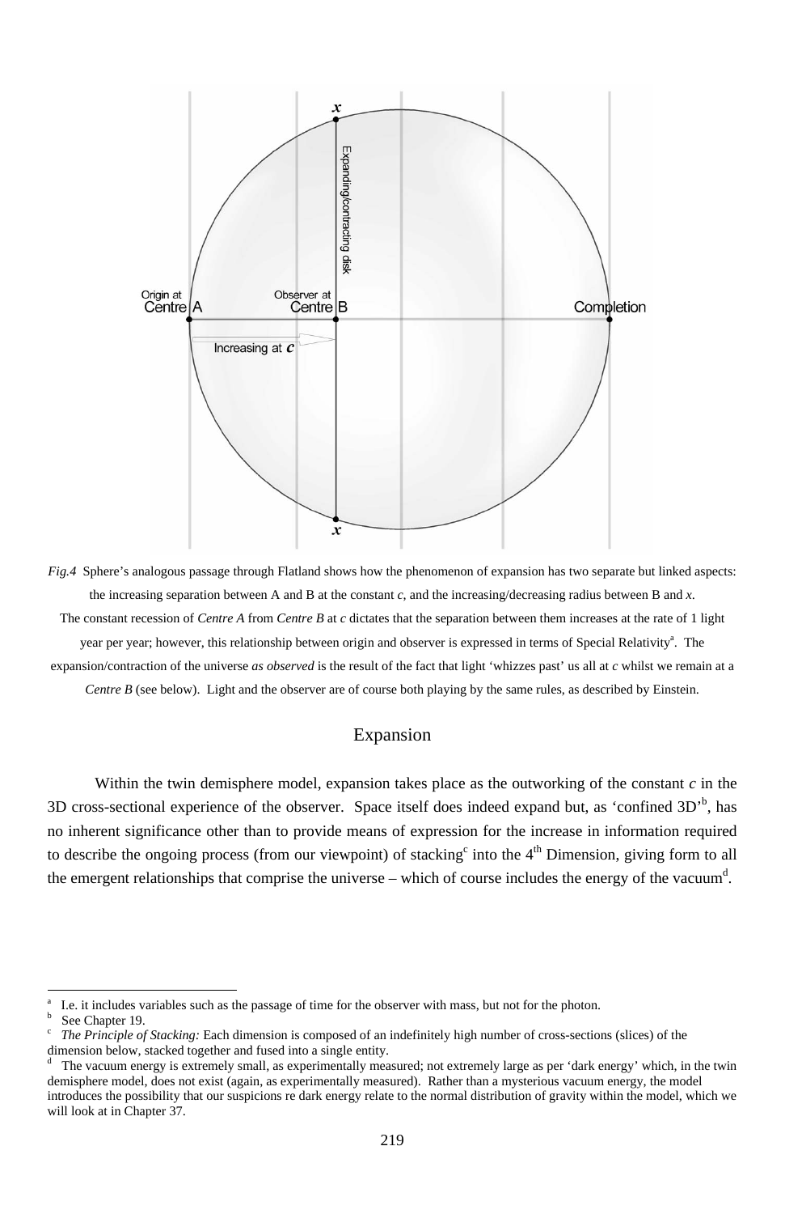*Fig.4* Sphere's analogous passage through Flatland shows how the phenomenon of expansion has two separate but linked aspects: the increasing separation between A and B at the constant *c*, and the increasing/decreasing radius between B and *x*. The constant recession of *Centre A* from *Centre B* at *c* dictates that the separation between them increases at the rate of 1 light year per year; however, this relationship between origin and observer is expressed in terms of Special Relativity[a]. The expansion/contraction of the universe *as observed* is the result of the fact that light 'whizzes past' us all at *c* whilst we remain at a *Centre B* (see below). Light and the observer are of course both playing by the same rules, as described by Einstein.

## Expansion

Within the twin demisphere model, expansion takes place as the outworking of the constant *c* in the 3D cross-sectional experience of the observer. Space itself does indeed expand but, as 'confined 3D'[b], has no inherent significance other than to provide means of expression for the increase in information required to describe the ongoing process (from our viewpoint) of stacking[c] into the 4th Dimension, giving form to all the emergent relationships that comprise the universe – which of course includes the energy of the vacuum[d].

---

[a] I.e. it includes variables such as the passage of time for the observer with mass, but not for the photon.

[b] See Chapter 19.

[c] *The Principle of Stacking:* Each dimension is composed of an indefinitely high number of cross-sections (slices) of the dimension below, stacked together and fused into a single entity.

[d] The vacuum energy is extremely small, as experimentally measured; not extremely large as per 'dark energy' which, in the twin demisphere model, does not exist (again, as experimentally measured). Rather than a mysterious vacuum energy, the model introduces the possibility that our suspicions re dark energy relate to the normal distribution of gravity within the model, which we will look at in Chapter 37.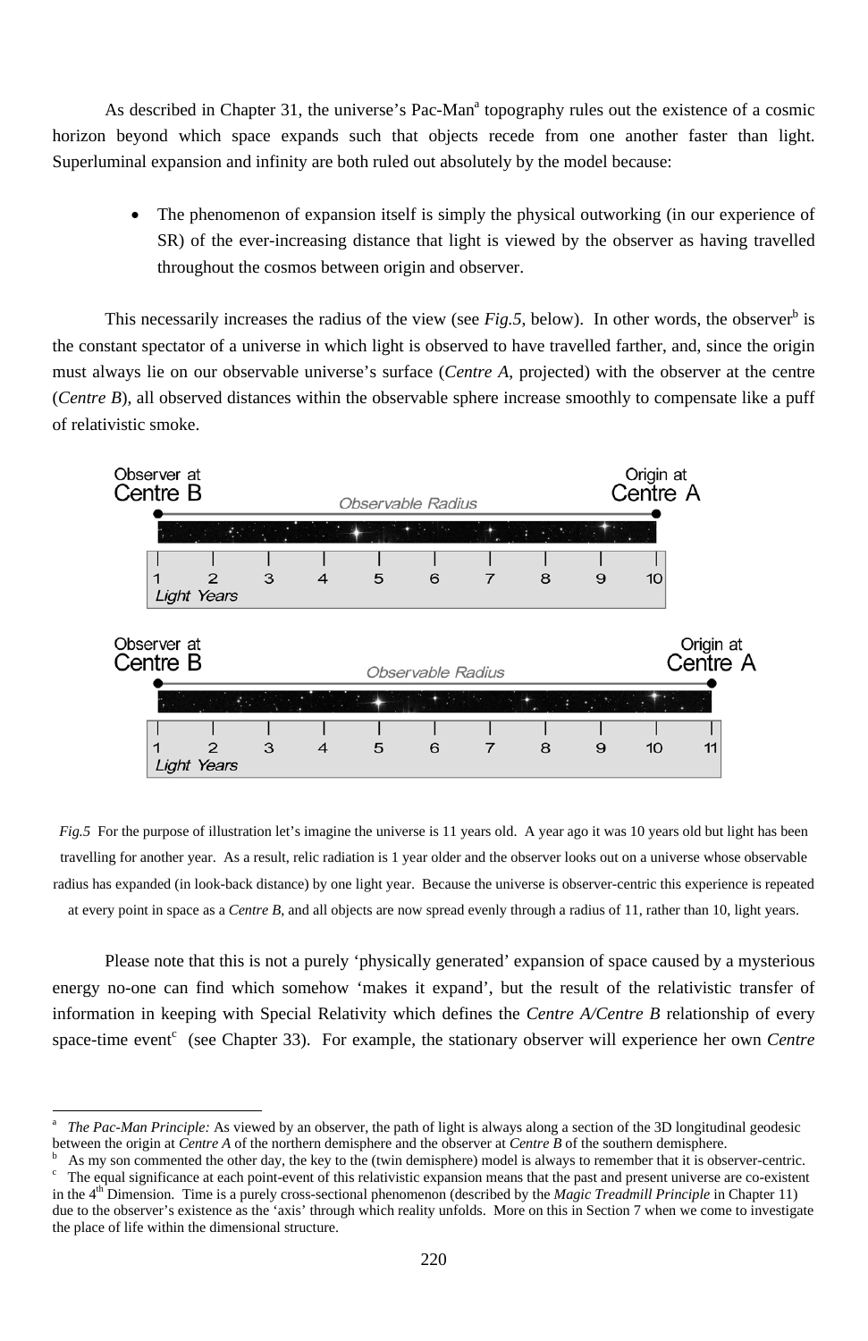As described in Chapter 31, the universe's Pac-Man[a] topography rules out the existence of a cosmic horizon beyond which space expands such that objects recede from one another faster than light. Superluminal expansion and infinity are both ruled out absolutely by the model because:

- The phenomenon of expansion itself is simply the physical outworking (in our experience of SR) of the ever-increasing distance that light is viewed by the observer as having travelled throughout the cosmos between origin and observer.

This necessarily increases the radius of the view (see *Fig.5*, below). In other words, the observer[b] is the constant spectator of a universe in which light is observed to have travelled farther, and, since the origin must always lie on our observable universe's surface (*Centre A*, projected) with the observer at the centre (*Centre B*), all observed distances within the observable sphere increase smoothly to compensate like a puff of relativistic smoke.

Observer at Centre B — Observable Radius — Origin at Centre A

1 2 3 4 5 6 7 8 9 10 *Light Years*

Observer at Centre B — Observable Radius — Origin at Centre A

1 2 3 4 5 6 7 8 9 10 11 *Light Years*

*Fig.5* For the purpose of illustration let's imagine the universe is 11 years old. A year ago it was 10 years old but light has been travelling for another year. As a result, relic radiation is 1 year older and the observer looks out on a universe whose observable radius has expanded (in look-back distance) by one light year. Because the universe is observer-centric this experience is repeated at every point in space as a *Centre B*, and all objects are now spread evenly through a radius of 11, rather than 10, light years.

Please note that this is not a purely 'physically generated' expansion of space caused by a mysterious energy no-one can find which somehow 'makes it expand', but the result of the relativistic transfer of information in keeping with Special Relativity which defines the *Centre A/Centre B* relationship of every space-time event[c] (see Chapter 33). For example, the stationary observer will experience her own *Centre*

---

[a] *The Pac-Man Principle:* As viewed by an observer, the path of light is always along a section of the 3D longitudinal geodesic between the origin at *Centre A* of the northern demisphere and the observer at *Centre B* of the southern demisphere.

[b] As my son commented the other day, the key to the (twin demisphere) model is always to remember that it is observer-centric.

[c] The equal significance at each point-event of this relativistic expansion means that the past and present universe are co-existent in the 4th Dimension. Time is a purely cross-sectional phenomenon (described by the *Magic Treadmill Principle* in Chapter 11) due to the observer's existence as the 'axis' through which reality unfolds. More on this in Section 7 when we come to investigate the place of life within the dimensional structure.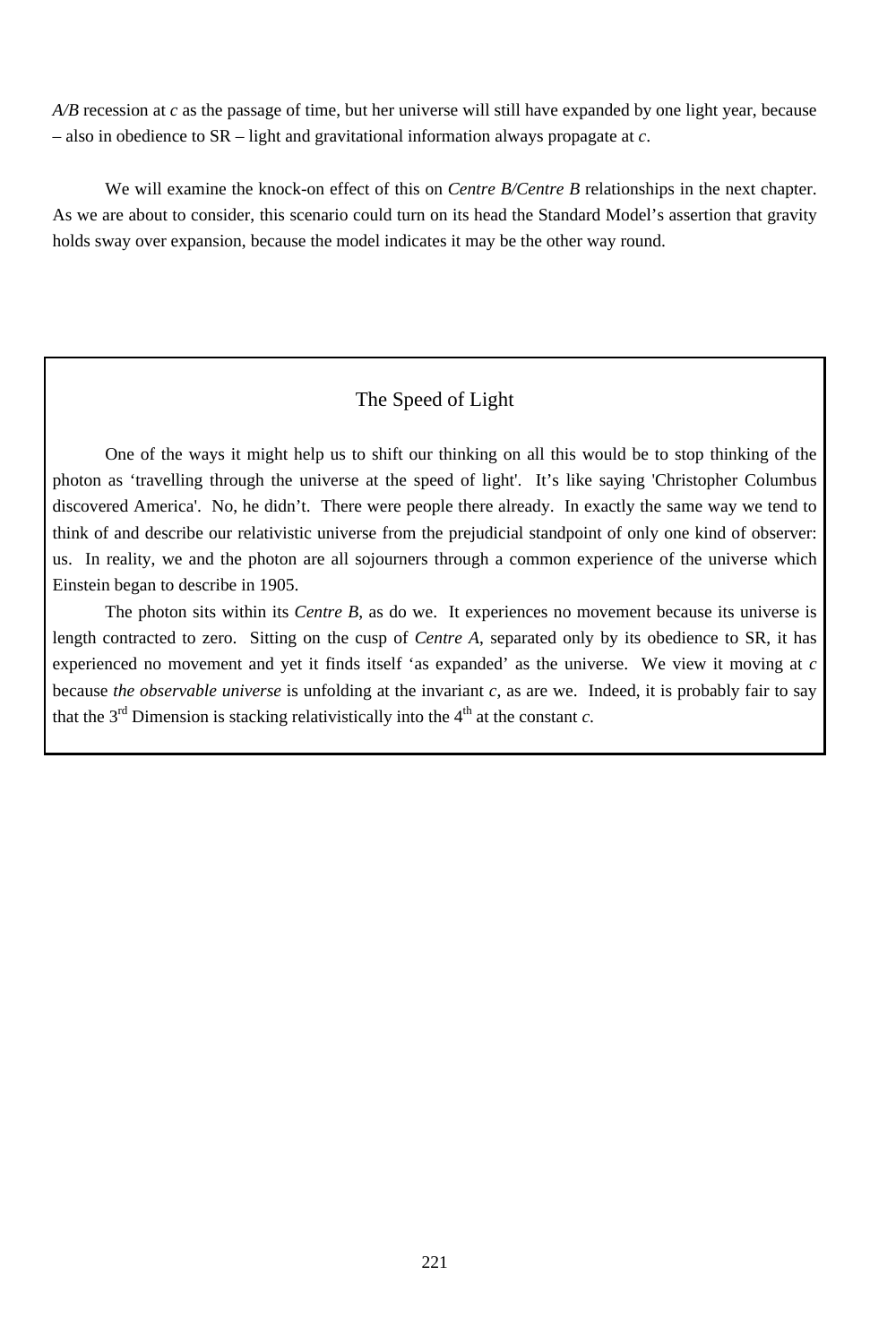*A/B* recession at *c* as the passage of time, but her universe will still have expanded by one light year, because – also in obedience to SR – light and gravitational information always propagate at *c*.

We will examine the knock-on effect of this on *Centre B/Centre B* relationships in the next chapter. As we are about to consider, this scenario could turn on its head the Standard Model's assertion that gravity holds sway over expansion, because the model indicates it may be the other way round.

## The Speed of Light

One of the ways it might help us to shift our thinking on all this would be to stop thinking of the photon as 'travelling through the universe at the speed of light'. It's like saying 'Christopher Columbus discovered America'. No, he didn't. There were people there already. In exactly the same way we tend to think of and describe our relativistic universe from the prejudicial standpoint of only one kind of observer: us. In reality, we and the photon are all sojourners through a common experience of the universe which Einstein began to describe in 1905.

The photon sits within its *Centre B*, as do we. It experiences no movement because its universe is length contracted to zero. Sitting on the cusp of *Centre A*, separated only by its obedience to SR, it has experienced no movement and yet it finds itself 'as expanded' as the universe. We view it moving at *c* because *the observable universe* is unfolding at the invariant *c*, as are we. Indeed, it is probably fair to say that the 3rd Dimension is stacking relativistically into the 4th at the constant *c*.